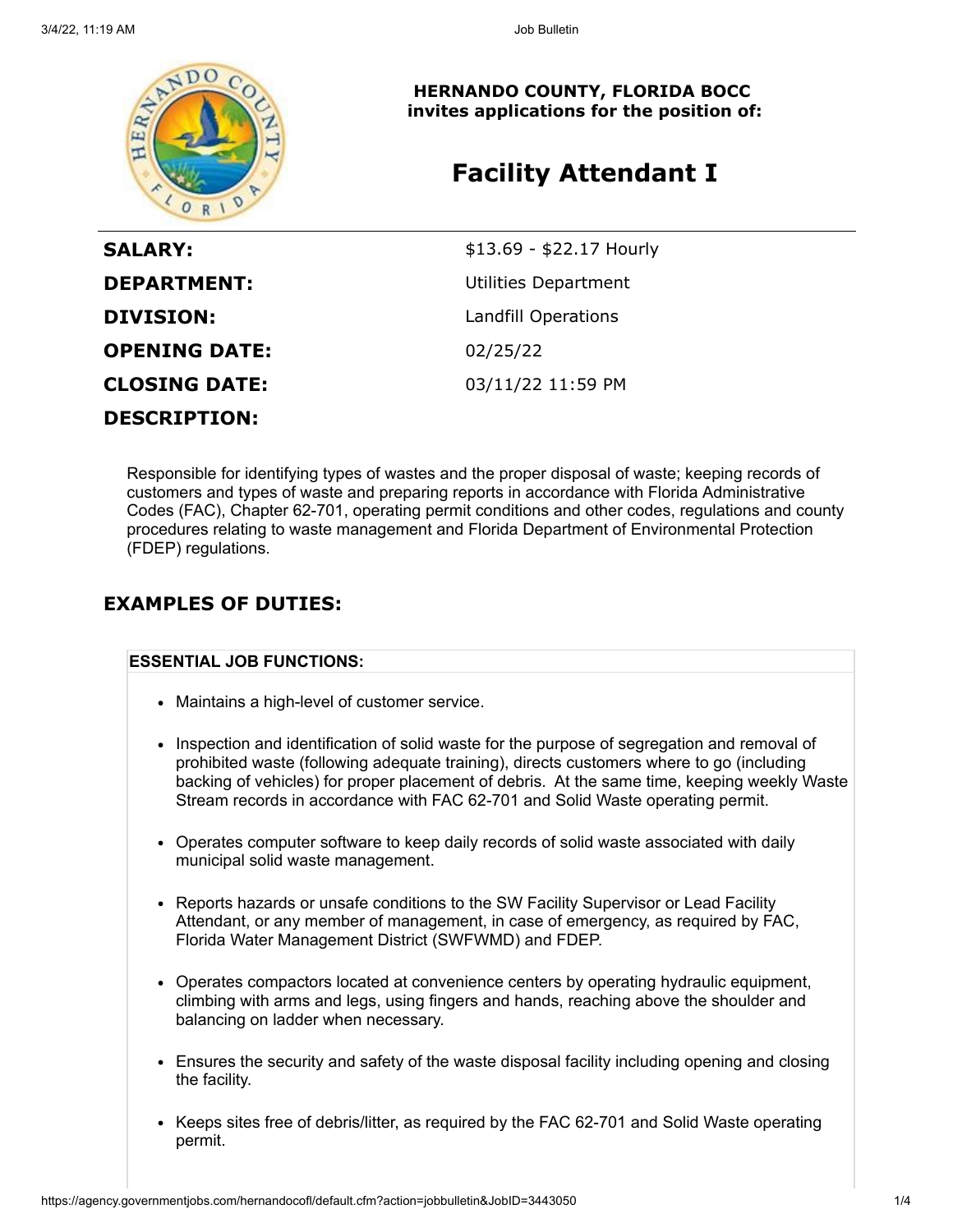**HERNANDO COUNTY, FLORIDA BOCC**
**invites applications for the position of:**

# Facility Attendant I

| | |
|---|---|
| **SALARY:** | $13.69 - $22.17 Hourly |
| **DEPARTMENT:** | Utilities Department |
| **DIVISION:** | Landfill Operations |
| **OPENING DATE:** | 02/25/22 |
| **CLOSING DATE:** | 03/11/22 11:59 PM |

**DESCRIPTION:**

Responsible for identifying types of wastes and the proper disposal of waste; keeping records of customers and types of waste and preparing reports in accordance with Florida Administrative Codes (FAC), Chapter 62-701, operating permit conditions and other codes, regulations and county procedures relating to waste management and Florida Department of Environmental Protection (FDEP) regulations.

## EXAMPLES OF DUTIES:

**ESSENTIAL JOB FUNCTIONS:**

- Maintains a high-level of customer service.
- Inspection and identification of solid waste for the purpose of segregation and removal of prohibited waste (following adequate training), directs customers where to go (including backing of vehicles) for proper placement of debris. At the same time, keeping weekly Waste Stream records in accordance with FAC 62-701 and Solid Waste operating permit.
- Operates computer software to keep daily records of solid waste associated with daily municipal solid waste management.
- Reports hazards or unsafe conditions to the SW Facility Supervisor or Lead Facility Attendant, or any member of management, in case of emergency, as required by FAC, Florida Water Management District (SWFWMD) and FDEP.
- Operates compactors located at convenience centers by operating hydraulic equipment, climbing with arms and legs, using fingers and hands, reaching above the shoulder and balancing on ladder when necessary.
- Ensures the security and safety of the waste disposal facility including opening and closing the facility.
- Keeps sites free of debris/litter, as required by the FAC 62-701 and Solid Waste operating permit.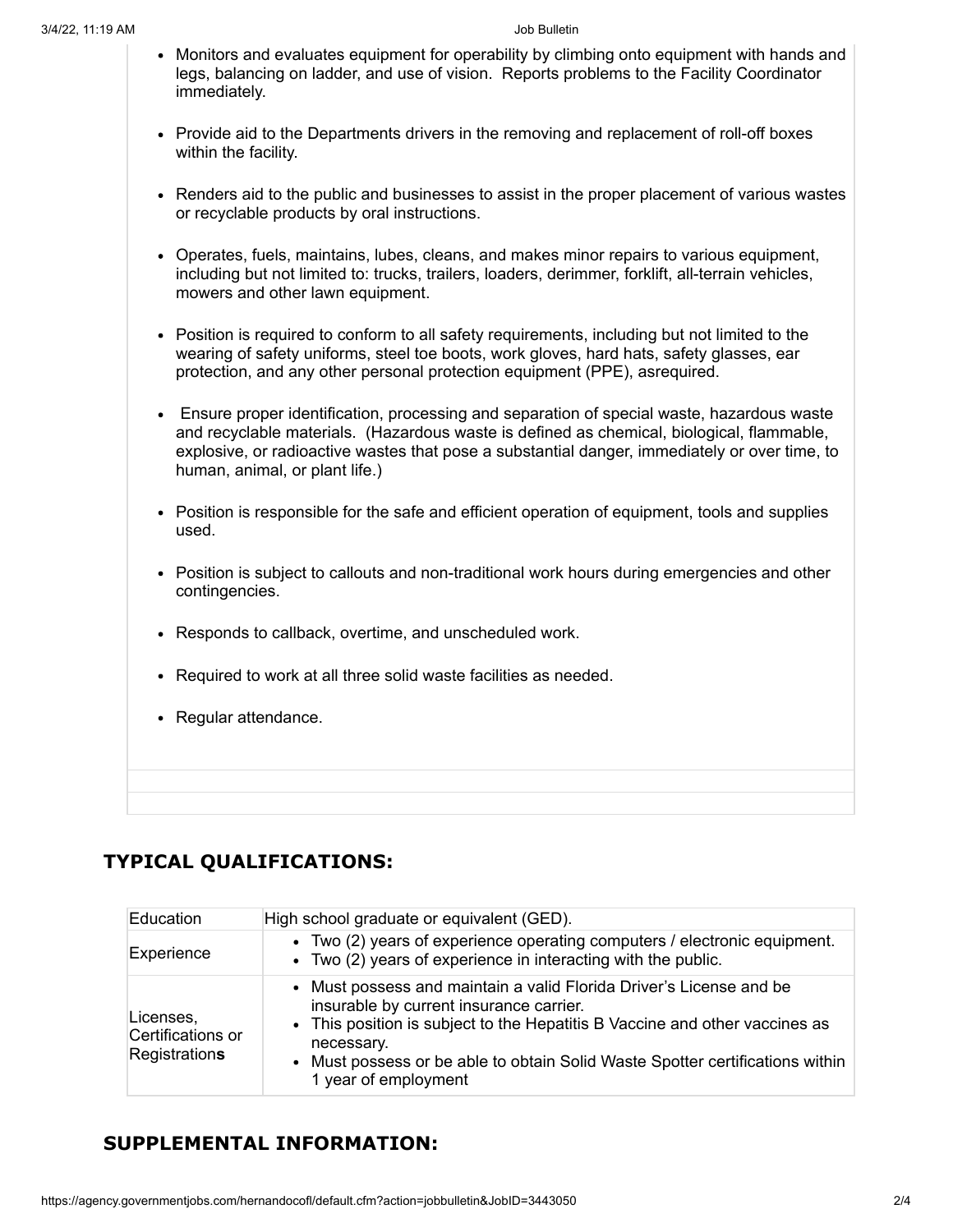- Monitors and evaluates equipment for operability by climbing onto equipment with hands and legs, balancing on ladder, and use of vision.  Reports problems to the Facility Coordinator immediately.

- Provide aid to the Departments drivers in the removing and replacement of roll-off boxes within the facility.

- Renders aid to the public and businesses to assist in the proper placement of various wastes or recyclable products by oral instructions.

- Operates, fuels, maintains, lubes, cleans, and makes minor repairs to various equipment, including but not limited to: trucks, trailers, loaders, derimmer, forklift, all-terrain vehicles, mowers and other lawn equipment.

- Position is required to conform to all safety requirements, including but not limited to the wearing of safety uniforms, steel toe boots, work gloves, hard hats, safety glasses, ear protection, and any other personal protection equipment (PPE), asrequired.

- Ensure proper identification, processing and separation of special waste, hazardous waste and recyclable materials.  (Hazardous waste is defined as chemical, biological, flammable, explosive, or radioactive wastes that pose a substantial danger, immediately or over time, to human, animal, or plant life.)

- Position is responsible for the safe and efficient operation of equipment, tools and supplies used.

- Position is subject to callouts and non-traditional work hours during emergencies and other contingencies.

- Responds to callback, overtime, and unscheduled work.

- Required to work at all three solid waste facilities as needed.

- Regular attendance.

## TYPICAL QUALIFICATIONS:

| | |
|---|---|
| Education | High school graduate or equivalent (GED). |
| Experience | • Two (2) years of experience operating computers / electronic equipment.<br>• Two (2) years of experience in interacting with the public. |
| Licenses, Certifications or Registration**s** | • Must possess and maintain a valid Florida Driver's License and be insurable by current insurance carrier.<br>• This position is subject to the Hepatitis B Vaccine and other vaccines as necessary.<br>• Must possess or be able to obtain Solid Waste Spotter certifications within 1 year of employment |

## SUPPLEMENTAL INFORMATION: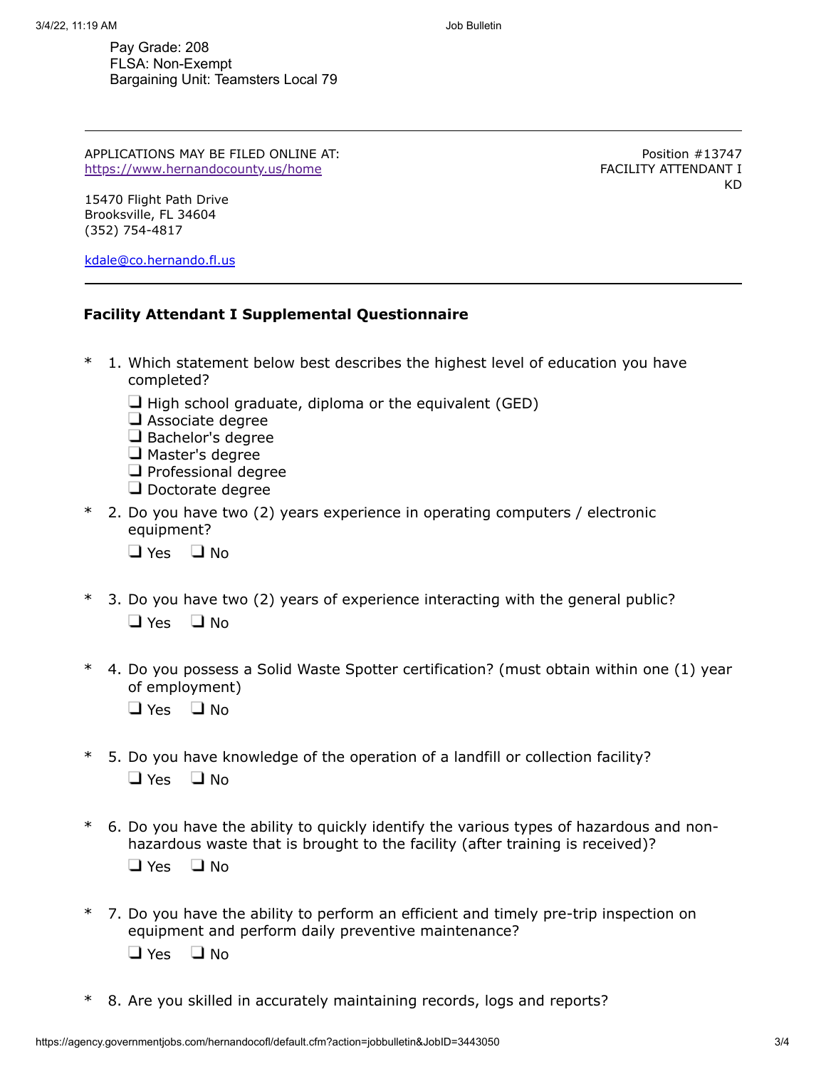Pay Grade: 208
FLSA: Non-Exempt
Bargaining Unit: Teamsters Local 79

---

APPLICATIONS MAY BE FILED ONLINE AT:
https://www.hernandocounty.us/home

15470 Flight Path Drive
Brooksville, FL 34604
(352) 754-4817

kdale@co.hernando.fl.us

Position #13747
FACILITY ATTENDANT I
KD

---

**Facility Attendant I Supplemental Questionnaire**

\* 1. Which statement below best describes the highest level of education you have completed?

- ❑ High school graduate, diploma or the equivalent (GED)
- ❑ Associate degree
- ❑ Bachelor's degree
- ❑ Master's degree
- ❑ Professional degree
- ❑ Doctorate degree

\* 2. Do you have two (2) years experience in operating computers / electronic equipment?

❑ Yes ❑ No

\* 3. Do you have two (2) years of experience interacting with the general public?

❑ Yes ❑ No

\* 4. Do you possess a Solid Waste Spotter certification? (must obtain within one (1) year of employment)

❑ Yes ❑ No

\* 5. Do you have knowledge of the operation of a landfill or collection facility?

❑ Yes ❑ No

\* 6. Do you have the ability to quickly identify the various types of hazardous and non-hazardous waste that is brought to the facility (after training is received)?

❑ Yes ❑ No

\* 7. Do you have the ability to perform an efficient and timely pre-trip inspection on equipment and perform daily preventive maintenance?

❑ Yes ❑ No

\* 8. Are you skilled in accurately maintaining records, logs and reports?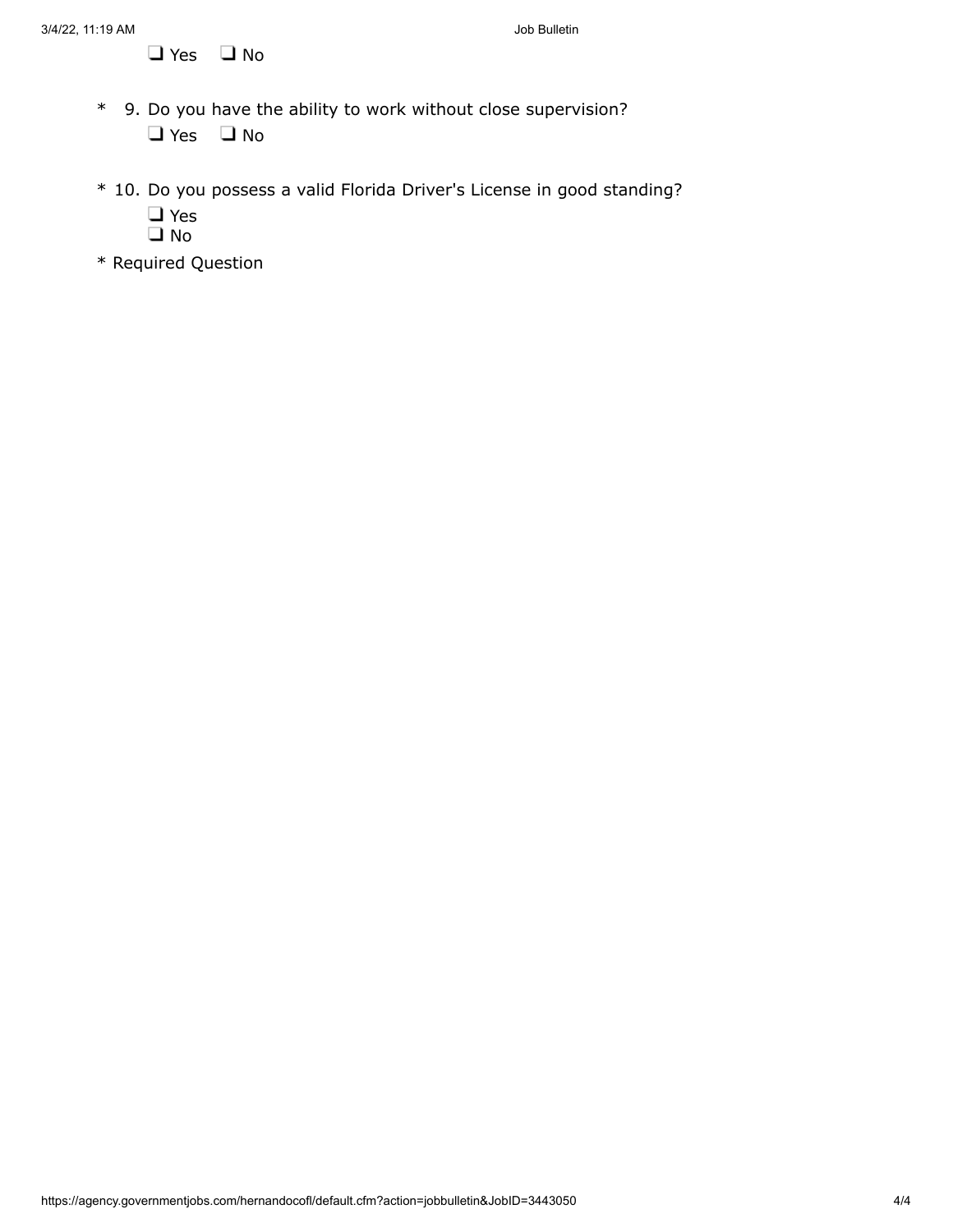❑ Yes ❑ No

\* 9. Do you have the ability to work without close supervision?

❑ Yes ❑ No

\* 10. Do you possess a valid Florida Driver's License in good standing?

❑ Yes
❑ No

\* Required Question